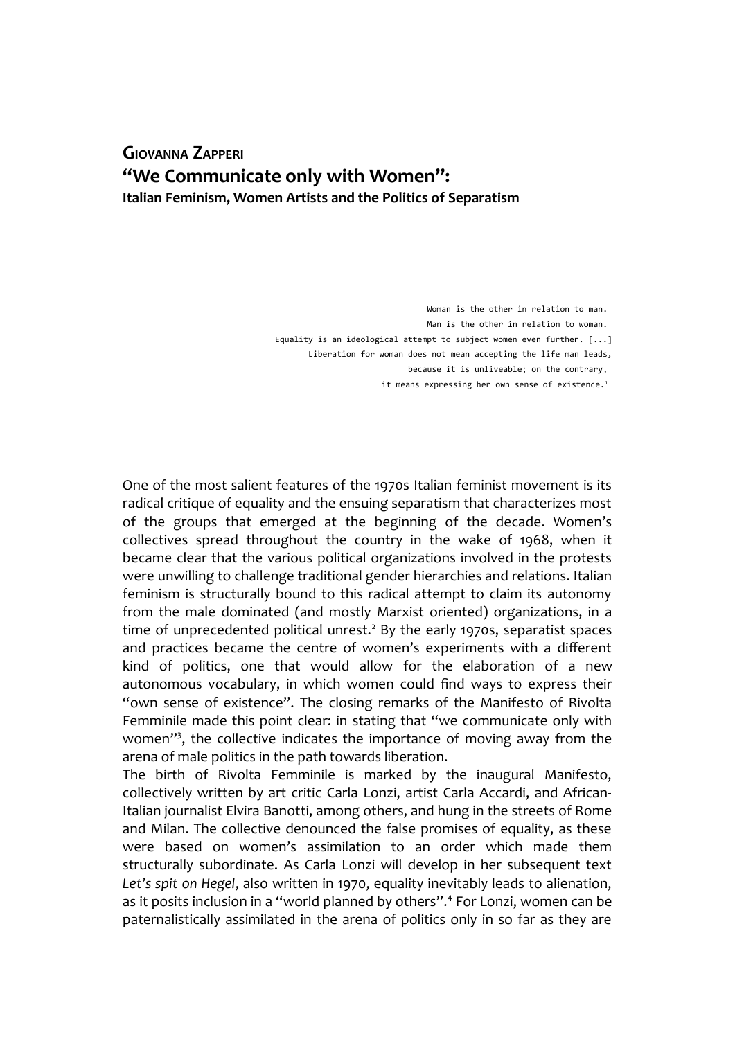**Giovanna Zapperi**

# "We Communicate only with Women": Italian Feminism, Women Artists and the Politics of Separatism

> Woman is the other in relation to man.
> Man is the other in relation to woman.
> Equality is an ideological attempt to subject women even further. [...]
> Liberation for woman does not mean accepting the life man leads,
> because it is unliveable; on the contrary,
> it means expressing her own sense of existence.[1]

One of the most salient features of the 1970s Italian feminist movement is its radical critique of equality and the ensuing separatism that characterizes most of the groups that emerged at the beginning of the decade. Women's collectives spread throughout the country in the wake of 1968, when it became clear that the various political organizations involved in the protests were unwilling to challenge traditional gender hierarchies and relations. Italian feminism is structurally bound to this radical attempt to claim its autonomy from the male dominated (and mostly Marxist oriented) organizations, in a time of unprecedented political unrest.[2] By the early 1970s, separatist spaces and practices became the centre of women's experiments with a different kind of politics, one that would allow for the elaboration of a new autonomous vocabulary, in which women could find ways to express their "own sense of existence". The closing remarks of the Manifesto of Rivolta Femminile made this point clear: in stating that "we communicate only with women"[3], the collective indicates the importance of moving away from the arena of male politics in the path towards liberation.

The birth of Rivolta Femminile is marked by the inaugural Manifesto, collectively written by art critic Carla Lonzi, artist Carla Accardi, and African-Italian journalist Elvira Banotti, among others, and hung in the streets of Rome and Milan. The collective denounced the false promises of equality, as these were based on women's assimilation to an order which made them structurally subordinate. As Carla Lonzi will develop in her subsequent text *Let's spit on Hegel*, also written in 1970, equality inevitably leads to alienation, as it posits inclusion in a "world planned by others".[4] For Lonzi, women can be paternalistically assimilated in the arena of politics only in so far as they are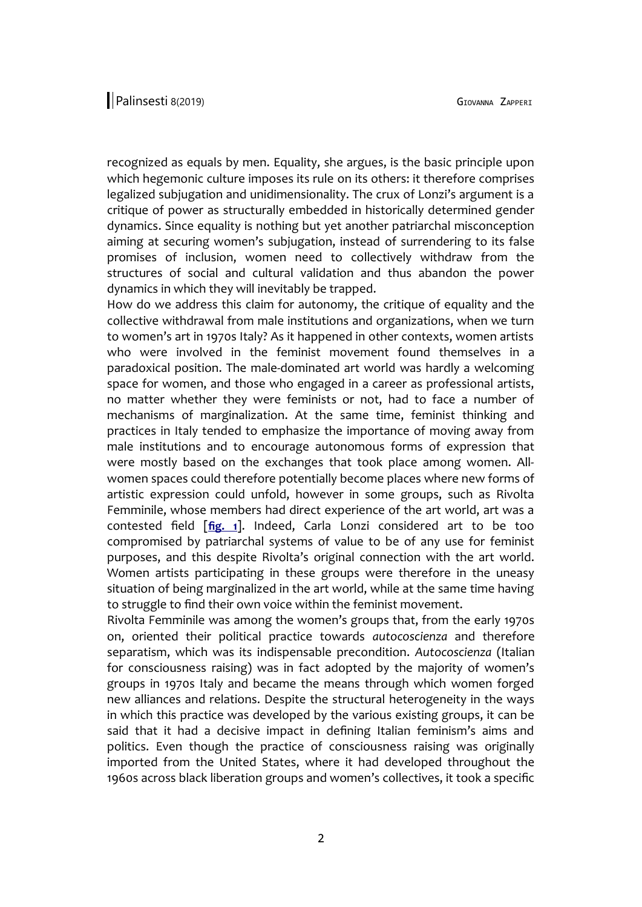recognized as equals by men. Equality, she argues, is the basic principle upon which hegemonic culture imposes its rule on its others: it therefore comprises legalized subjugation and unidimensionality. The crux of Lonzi's argument is a critique of power as structurally embedded in historically determined gender dynamics. Since equality is nothing but yet another patriarchal misconception aiming at securing women's subjugation, instead of surrendering to its false promises of inclusion, women need to collectively withdraw from the structures of social and cultural validation and thus abandon the power dynamics in which they will inevitably be trapped.

How do we address this claim for autonomy, the critique of equality and the collective withdrawal from male institutions and organizations, when we turn to women's art in 1970s Italy? As it happened in other contexts, women artists who were involved in the feminist movement found themselves in a paradoxical position. The male-dominated art world was hardly a welcoming space for women, and those who engaged in a career as professional artists, no matter whether they were feminists or not, had to face a number of mechanisms of marginalization. At the same time, feminist thinking and practices in Italy tended to emphasize the importance of moving away from male institutions and to encourage autonomous forms of expression that were mostly based on the exchanges that took place among women. All-women spaces could therefore potentially become places where new forms of artistic expression could unfold, however in some groups, such as Rivolta Femminile, whose members had direct experience of the art world, art was a contested field [**fig. 1**]. Indeed, Carla Lonzi considered art to be too compromised by patriarchal systems of value to be of any use for feminist purposes, and this despite Rivolta's original connection with the art world. Women artists participating in these groups were therefore in the uneasy situation of being marginalized in the art world, while at the same time having to struggle to find their own voice within the feminist movement.

Rivolta Femminile was among the women's groups that, from the early 1970s on, oriented their political practice towards *autocoscienza* and therefore separatism, which was its indispensable precondition. *Autocoscienza* (Italian for consciousness raising) was in fact adopted by the majority of women's groups in 1970s Italy and became the means through which women forged new alliances and relations. Despite the structural heterogeneity in the ways in which this practice was developed by the various existing groups, it can be said that it had a decisive impact in defining Italian feminism's aims and politics. Even though the practice of consciousness raising was originally imported from the United States, where it had developed throughout the 1960s across black liberation groups and women's collectives, it took a specific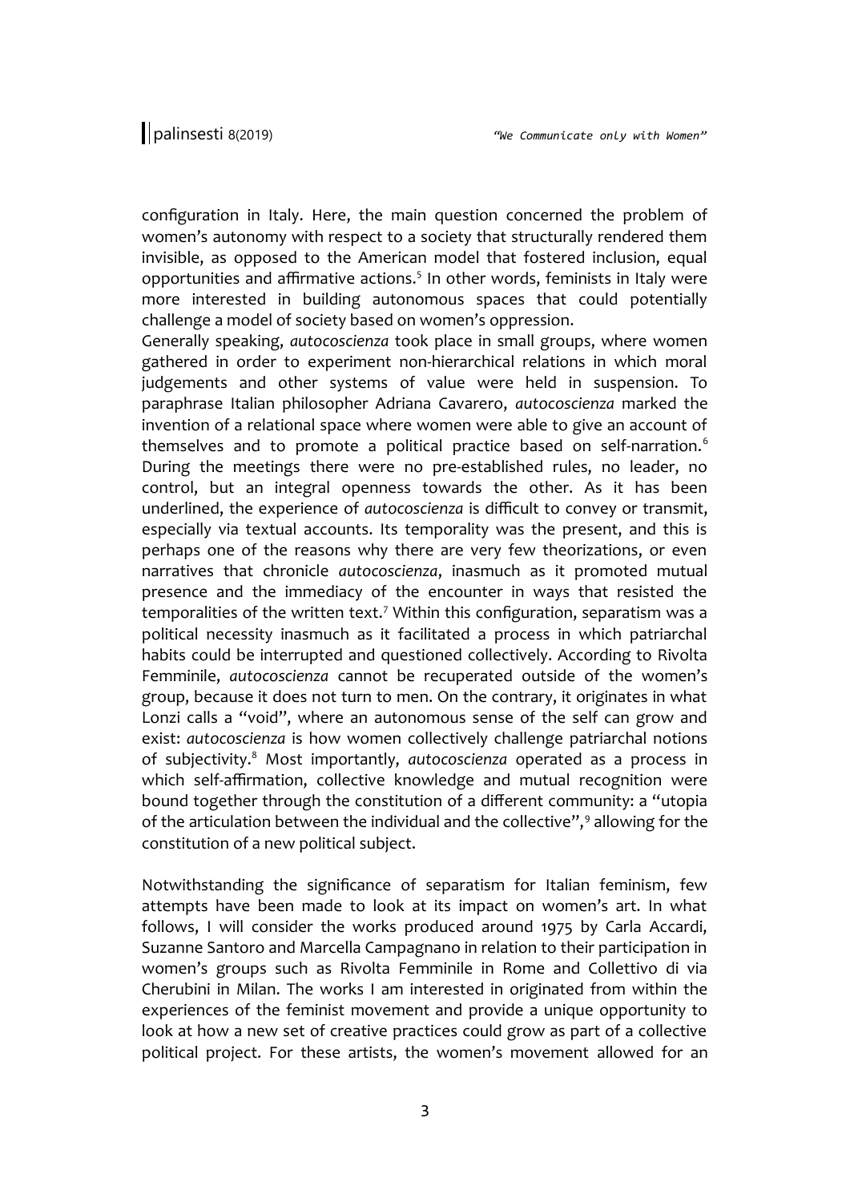configuration in Italy. Here, the main question concerned the problem of women's autonomy with respect to a society that structurally rendered them invisible, as opposed to the American model that fostered inclusion, equal opportunities and affirmative actions.[5] In other words, feminists in Italy were more interested in building autonomous spaces that could potentially challenge a model of society based on women's oppression.

Generally speaking, *autocoscienza* took place in small groups, where women gathered in order to experiment non-hierarchical relations in which moral judgements and other systems of value were held in suspension. To paraphrase Italian philosopher Adriana Cavarero, *autocoscienza* marked the invention of a relational space where women were able to give an account of themselves and to promote a political practice based on self-narration.[6] During the meetings there were no pre-established rules, no leader, no control, but an integral openness towards the other. As it has been underlined, the experience of *autocoscienza* is difficult to convey or transmit, especially via textual accounts. Its temporality was the present, and this is perhaps one of the reasons why there are very few theorizations, or even narratives that chronicle *autocoscienza*, inasmuch as it promoted mutual presence and the immediacy of the encounter in ways that resisted the temporalities of the written text.[7] Within this configuration, separatism was a political necessity inasmuch as it facilitated a process in which patriarchal habits could be interrupted and questioned collectively. According to Rivolta Femminile, *autocoscienza* cannot be recuperated outside of the women's group, because it does not turn to men. On the contrary, it originates in what Lonzi calls a "void", where an autonomous sense of the self can grow and exist: *autocoscienza* is how women collectively challenge patriarchal notions of subjectivity.[8] Most importantly, *autocoscienza* operated as a process in which self-affirmation, collective knowledge and mutual recognition were bound together through the constitution of a different community: a "utopia of the articulation between the individual and the collective",[9] allowing for the constitution of a new political subject.

Notwithstanding the significance of separatism for Italian feminism, few attempts have been made to look at its impact on women's art. In what follows, I will consider the works produced around 1975 by Carla Accardi, Suzanne Santoro and Marcella Campagnano in relation to their participation in women's groups such as Rivolta Femminile in Rome and Collettivo di via Cherubini in Milan. The works I am interested in originated from within the experiences of the feminist movement and provide a unique opportunity to look at how a new set of creative practices could grow as part of a collective political project. For these artists, the women's movement allowed for an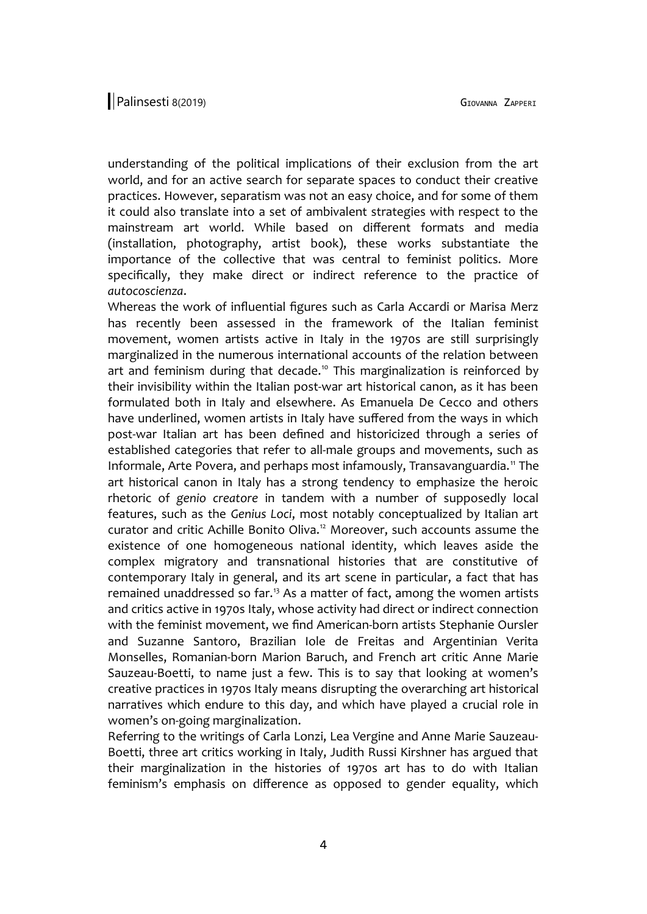understanding of the political implications of their exclusion from the art world, and for an active search for separate spaces to conduct their creative practices. However, separatism was not an easy choice, and for some of them it could also translate into a set of ambivalent strategies with respect to the mainstream art world. While based on different formats and media (installation, photography, artist book), these works substantiate the importance of the collective that was central to feminist politics. More specifically, they make direct or indirect reference to the practice of *autocoscienza*.

Whereas the work of influential figures such as Carla Accardi or Marisa Merz has recently been assessed in the framework of the Italian feminist movement, women artists active in Italy in the 1970s are still surprisingly marginalized in the numerous international accounts of the relation between art and feminism during that decade.[10] This marginalization is reinforced by their invisibility within the Italian post-war art historical canon, as it has been formulated both in Italy and elsewhere. As Emanuela De Cecco and others have underlined, women artists in Italy have suffered from the ways in which post-war Italian art has been defined and historicized through a series of established categories that refer to all-male groups and movements, such as Informale, Arte Povera, and perhaps most infamously, Transavanguardia.[11] The art historical canon in Italy has a strong tendency to emphasize the heroic rhetoric of *genio creatore* in tandem with a number of supposedly local features, such as the *Genius Loci*, most notably conceptualized by Italian art curator and critic Achille Bonito Oliva.[12] Moreover, such accounts assume the existence of one homogeneous national identity, which leaves aside the complex migratory and transnational histories that are constitutive of contemporary Italy in general, and its art scene in particular, a fact that has remained unaddressed so far.[13] As a matter of fact, among the women artists and critics active in 1970s Italy, whose activity had direct or indirect connection with the feminist movement, we find American-born artists Stephanie Oursler and Suzanne Santoro, Brazilian Iole de Freitas and Argentinian Verita Monselles, Romanian-born Marion Baruch, and French art critic Anne Marie Sauzeau-Boetti, to name just a few. This is to say that looking at women's creative practices in 1970s Italy means disrupting the overarching art historical narratives which endure to this day, and which have played a crucial role in women's on-going marginalization.

Referring to the writings of Carla Lonzi, Lea Vergine and Anne Marie Sauzeau-Boetti, three art critics working in Italy, Judith Russi Kirshner has argued that their marginalization in the histories of 1970s art has to do with Italian feminism's emphasis on difference as opposed to gender equality, which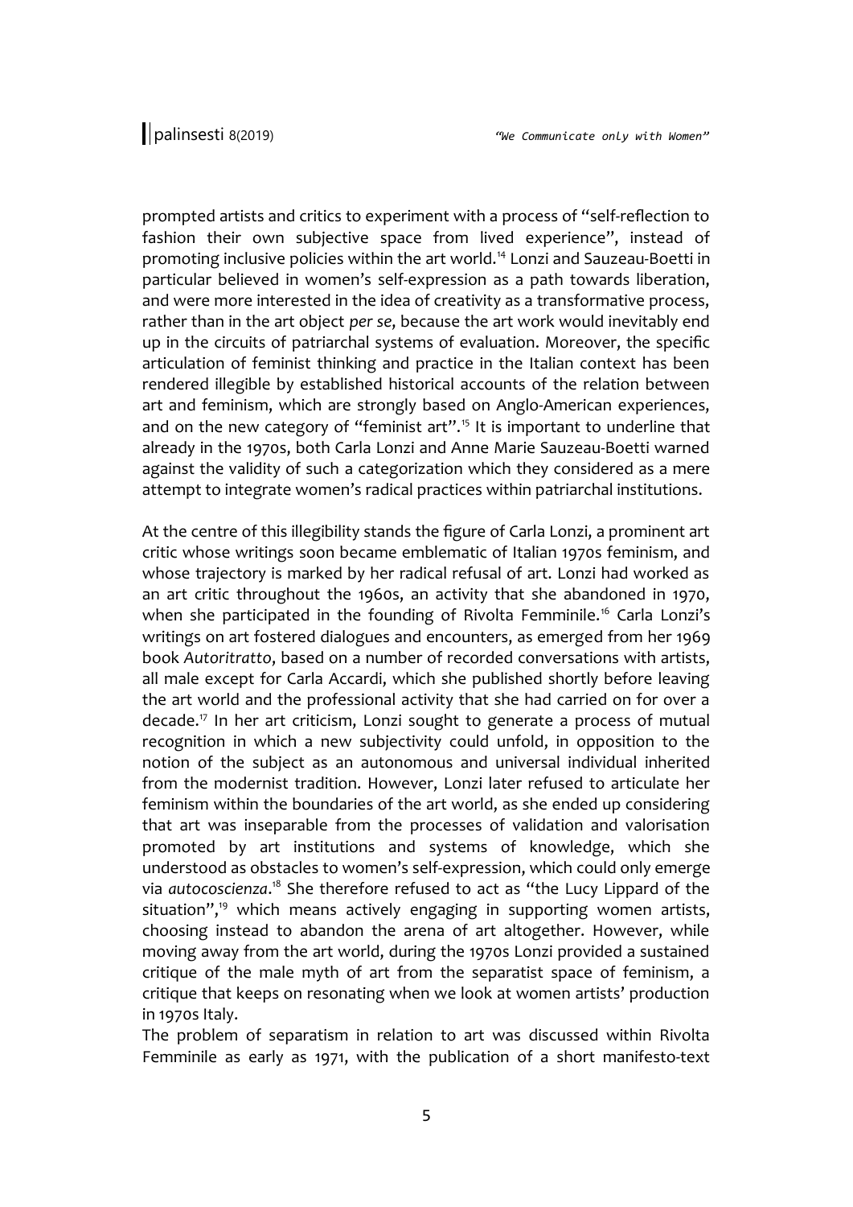prompted artists and critics to experiment with a process of "self-reflection to fashion their own subjective space from lived experience", instead of promoting inclusive policies within the art world.[14] Lonzi and Sauzeau-Boetti in particular believed in women's self-expression as a path towards liberation, and were more interested in the idea of creativity as a transformative process, rather than in the art object *per se*, because the art work would inevitably end up in the circuits of patriarchal systems of evaluation. Moreover, the specific articulation of feminist thinking and practice in the Italian context has been rendered illegible by established historical accounts of the relation between art and feminism, which are strongly based on Anglo-American experiences, and on the new category of "feminist art".[15] It is important to underline that already in the 1970s, both Carla Lonzi and Anne Marie Sauzeau-Boetti warned against the validity of such a categorization which they considered as a mere attempt to integrate women's radical practices within patriarchal institutions.

At the centre of this illegibility stands the figure of Carla Lonzi, a prominent art critic whose writings soon became emblematic of Italian 1970s feminism, and whose trajectory is marked by her radical refusal of art. Lonzi had worked as an art critic throughout the 1960s, an activity that she abandoned in 1970, when she participated in the founding of Rivolta Femminile.[16] Carla Lonzi's writings on art fostered dialogues and encounters, as emerged from her 1969 book *Autoritratto*, based on a number of recorded conversations with artists, all male except for Carla Accardi, which she published shortly before leaving the art world and the professional activity that she had carried on for over a decade.[17] In her art criticism, Lonzi sought to generate a process of mutual recognition in which a new subjectivity could unfold, in opposition to the notion of the subject as an autonomous and universal individual inherited from the modernist tradition. However, Lonzi later refused to articulate her feminism within the boundaries of the art world, as she ended up considering that art was inseparable from the processes of validation and valorisation promoted by art institutions and systems of knowledge, which she understood as obstacles to women's self-expression, which could only emerge via *autocoscienza*.[18] She therefore refused to act as "the Lucy Lippard of the situation",[19] which means actively engaging in supporting women artists, choosing instead to abandon the arena of art altogether. However, while moving away from the art world, during the 1970s Lonzi provided a sustained critique of the male myth of art from the separatist space of feminism, a critique that keeps on resonating when we look at women artists' production in 1970s Italy.

The problem of separatism in relation to art was discussed within Rivolta Femminile as early as 1971, with the publication of a short manifesto-text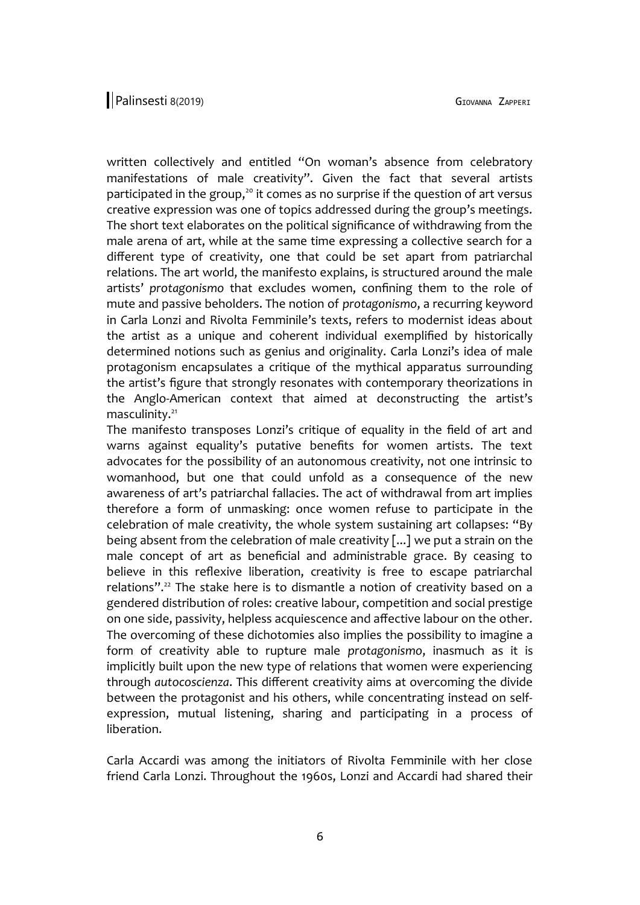written collectively and entitled "On woman's absence from celebratory manifestations of male creativity". Given the fact that several artists participated in the group,[20] it comes as no surprise if the question of art versus creative expression was one of topics addressed during the group's meetings. The short text elaborates on the political significance of withdrawing from the male arena of art, while at the same time expressing a collective search for a different type of creativity, one that could be set apart from patriarchal relations. The art world, the manifesto explains, is structured around the male artists' *protagonismo* that excludes women, confining them to the role of mute and passive beholders. The notion of *protagonismo*, a recurring keyword in Carla Lonzi and Rivolta Femminile's texts, refers to modernist ideas about the artist as a unique and coherent individual exemplified by historically determined notions such as genius and originality. Carla Lonzi's idea of male protagonism encapsulates a critique of the mythical apparatus surrounding the artist's figure that strongly resonates with contemporary theorizations in the Anglo-American context that aimed at deconstructing the artist's masculinity.[21]

The manifesto transposes Lonzi's critique of equality in the field of art and warns against equality's putative benefits for women artists. The text advocates for the possibility of an autonomous creativity, not one intrinsic to womanhood, but one that could unfold as a consequence of the new awareness of art's patriarchal fallacies. The act of withdrawal from art implies therefore a form of unmasking: once women refuse to participate in the celebration of male creativity, the whole system sustaining art collapses: "By being absent from the celebration of male creativity [...] we put a strain on the male concept of art as beneficial and administrable grace. By ceasing to believe in this reflexive liberation, creativity is free to escape patriarchal relations".[22] The stake here is to dismantle a notion of creativity based on a gendered distribution of roles: creative labour, competition and social prestige on one side, passivity, helpless acquiescence and affective labour on the other. The overcoming of these dichotomies also implies the possibility to imagine a form of creativity able to rupture male *protagonismo*, inasmuch as it is implicitly built upon the new type of relations that women were experiencing through *autocoscienza*. This different creativity aims at overcoming the divide between the protagonist and his others, while concentrating instead on self-expression, mutual listening, sharing and participating in a process of liberation.

Carla Accardi was among the initiators of Rivolta Femminile with her close friend Carla Lonzi. Throughout the 1960s, Lonzi and Accardi had shared their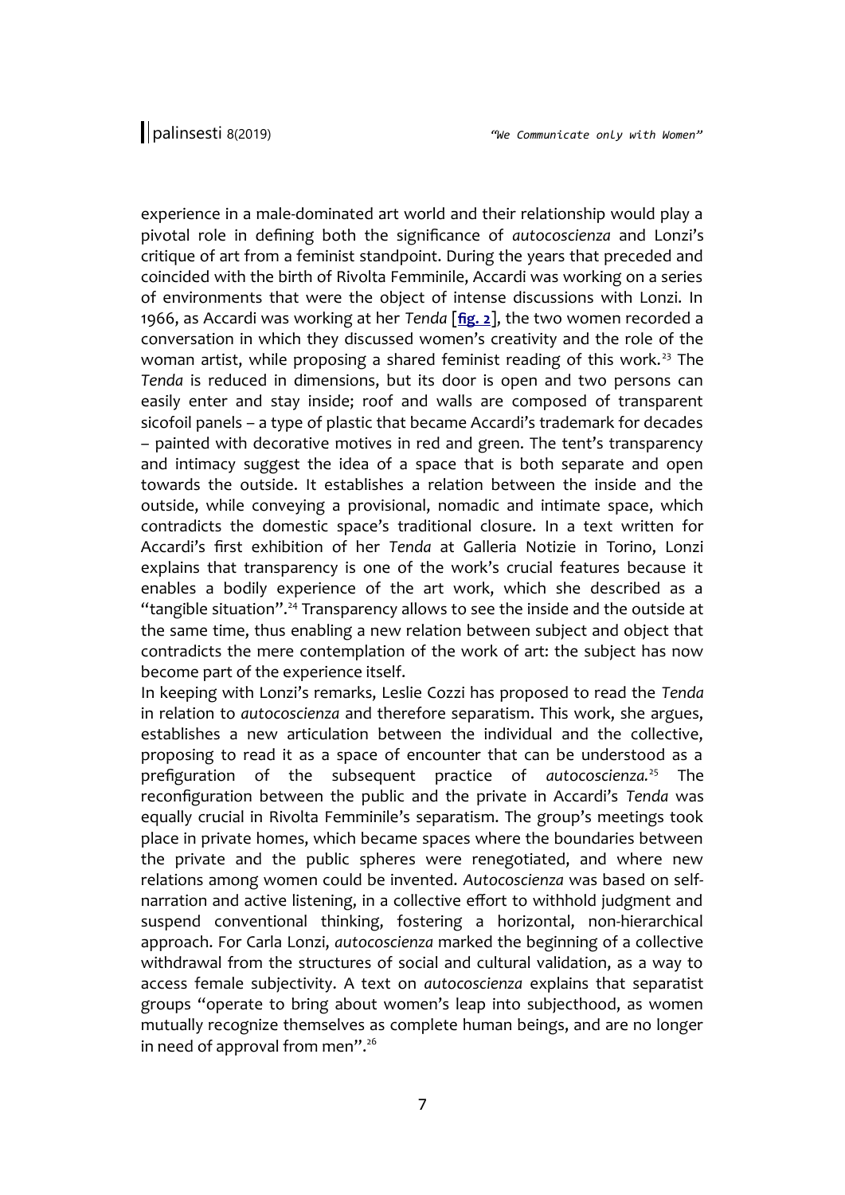experience in a male-dominated art world and their relationship would play a pivotal role in defining both the significance of *autocoscienza* and Lonzi's critique of art from a feminist standpoint. During the years that preceded and coincided with the birth of Rivolta Femminile, Accardi was working on a series of environments that were the object of intense discussions with Lonzi. In 1966, as Accardi was working at her *Tenda* [**fig. 2**], the two women recorded a conversation in which they discussed women's creativity and the role of the woman artist, while proposing a shared feminist reading of this work.[23] The *Tenda* is reduced in dimensions, but its door is open and two persons can easily enter and stay inside; roof and walls are composed of transparent sicofoil panels – a type of plastic that became Accardi's trademark for decades – painted with decorative motives in red and green. The tent's transparency and intimacy suggest the idea of a space that is both separate and open towards the outside. It establishes a relation between the inside and the outside, while conveying a provisional, nomadic and intimate space, which contradicts the domestic space's traditional closure. In a text written for Accardi's first exhibition of her *Tenda* at Galleria Notizie in Torino, Lonzi explains that transparency is one of the work's crucial features because it enables a bodily experience of the art work, which she described as a "tangible situation".[24] Transparency allows to see the inside and the outside at the same time, thus enabling a new relation between subject and object that contradicts the mere contemplation of the work of art: the subject has now become part of the experience itself.

In keeping with Lonzi's remarks, Leslie Cozzi has proposed to read the *Tenda* in relation to *autocoscienza* and therefore separatism. This work, she argues, establishes a new articulation between the individual and the collective, proposing to read it as a space of encounter that can be understood as a prefiguration of the subsequent practice of *autocoscienza.*[25] The reconfiguration between the public and the private in Accardi's *Tenda* was equally crucial in Rivolta Femminile's separatism. The group's meetings took place in private homes, which became spaces where the boundaries between the private and the public spheres were renegotiated, and where new relations among women could be invented. *Autocoscienza* was based on self-narration and active listening, in a collective effort to withhold judgment and suspend conventional thinking, fostering a horizontal, non-hierarchical approach. For Carla Lonzi, *autocoscienza* marked the beginning of a collective withdrawal from the structures of social and cultural validation, as a way to access female subjectivity. A text on *autocoscienza* explains that separatist groups "operate to bring about women's leap into subjecthood, as women mutually recognize themselves as complete human beings, and are no longer in need of approval from men".[26]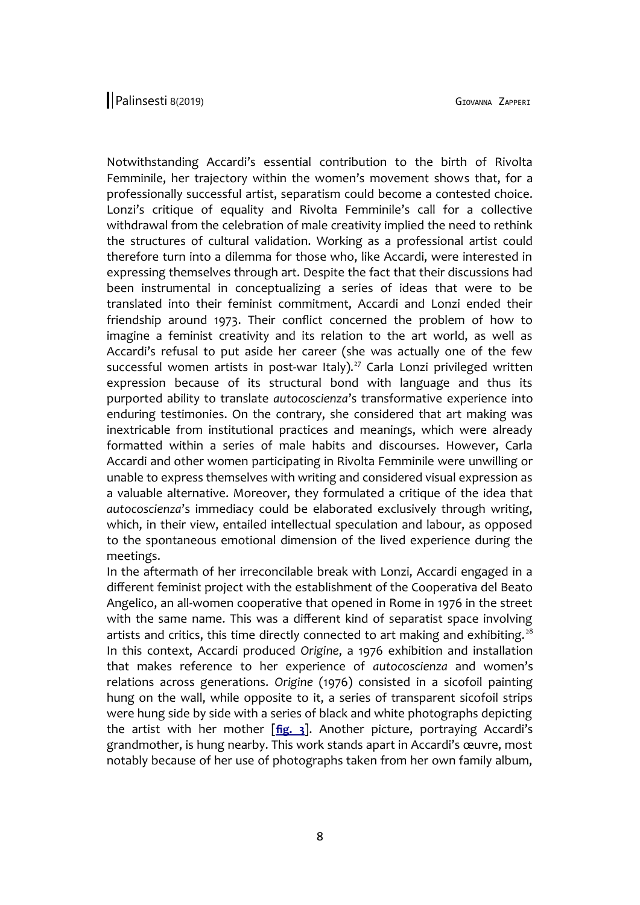Notwithstanding Accardi's essential contribution to the birth of Rivolta Femminile, her trajectory within the women's movement shows that, for a professionally successful artist, separatism could become a contested choice. Lonzi's critique of equality and Rivolta Femminile's call for a collective withdrawal from the celebration of male creativity implied the need to rethink the structures of cultural validation. Working as a professional artist could therefore turn into a dilemma for those who, like Accardi, were interested in expressing themselves through art. Despite the fact that their discussions had been instrumental in conceptualizing a series of ideas that were to be translated into their feminist commitment, Accardi and Lonzi ended their friendship around 1973. Their conflict concerned the problem of how to imagine a feminist creativity and its relation to the art world, as well as Accardi's refusal to put aside her career (she was actually one of the few successful women artists in post-war Italy).[27] Carla Lonzi privileged written expression because of its structural bond with language and thus its purported ability to translate *autocoscienza*'s transformative experience into enduring testimonies. On the contrary, she considered that art making was inextricable from institutional practices and meanings, which were already formatted within a series of male habits and discourses. However, Carla Accardi and other women participating in Rivolta Femminile were unwilling or unable to express themselves with writing and considered visual expression as a valuable alternative. Moreover, they formulated a critique of the idea that *autocoscienza*'s immediacy could be elaborated exclusively through writing, which, in their view, entailed intellectual speculation and labour, as opposed to the spontaneous emotional dimension of the lived experience during the meetings.

In the aftermath of her irreconcilable break with Lonzi, Accardi engaged in a different feminist project with the establishment of the Cooperativa del Beato Angelico, an all-women cooperative that opened in Rome in 1976 in the street with the same name. This was a different kind of separatist space involving artists and critics, this time directly connected to art making and exhibiting.[28] In this context, Accardi produced *Origine*, a 1976 exhibition and installation that makes reference to her experience of *autocoscienza* and women's relations across generations. *Origine* (1976) consisted in a sicofoil painting hung on the wall, while opposite to it, a series of transparent sicofoil strips were hung side by side with a series of black and white photographs depicting the artist with her mother [**fig. 3**]. Another picture, portraying Accardi's grandmother, is hung nearby. This work stands apart in Accardi's œuvre, most notably because of her use of photographs taken from her own family album,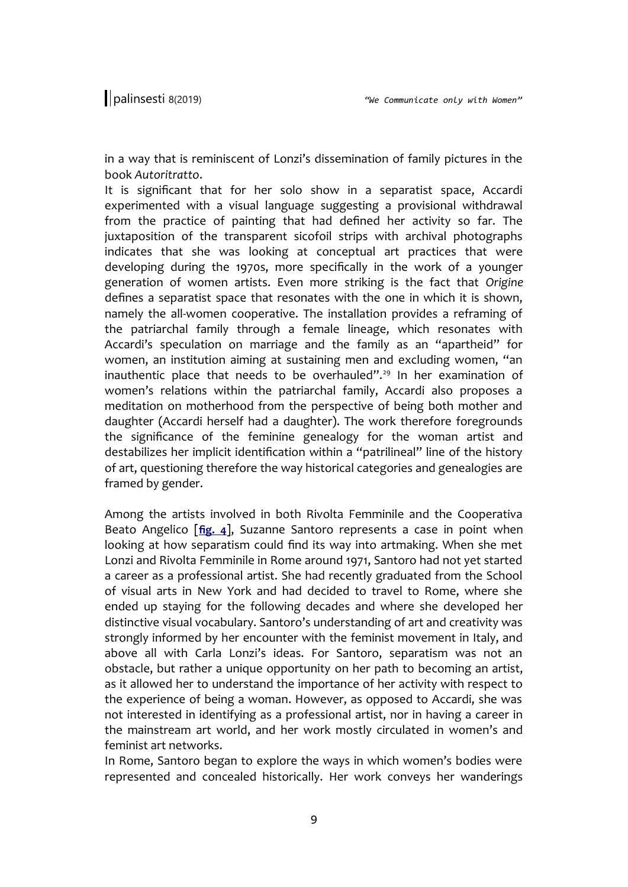in a way that is reminiscent of Lonzi's dissemination of family pictures in the book *Autoritratto*.

It is significant that for her solo show in a separatist space, Accardi experimented with a visual language suggesting a provisional withdrawal from the practice of painting that had defined her activity so far. The juxtaposition of the transparent sicofoil strips with archival photographs indicates that she was looking at conceptual art practices that were developing during the 1970s, more specifically in the work of a younger generation of women artists. Even more striking is the fact that *Origine* defines a separatist space that resonates with the one in which it is shown, namely the all-women cooperative. The installation provides a reframing of the patriarchal family through a female lineage, which resonates with Accardi's speculation on marriage and the family as an "apartheid" for women, an institution aiming at sustaining men and excluding women, "an inauthentic place that needs to be overhauled".[29] In her examination of women's relations within the patriarchal family, Accardi also proposes a meditation on motherhood from the perspective of being both mother and daughter (Accardi herself had a daughter). The work therefore foregrounds the significance of the feminine genealogy for the woman artist and destabilizes her implicit identification within a "patrilineal" line of the history of art, questioning therefore the way historical categories and genealogies are framed by gender.

Among the artists involved in both Rivolta Femminile and the Cooperativa Beato Angelico [**fig. 4**], Suzanne Santoro represents a case in point when looking at how separatism could find its way into artmaking. When she met Lonzi and Rivolta Femminile in Rome around 1971, Santoro had not yet started a career as a professional artist. She had recently graduated from the School of visual arts in New York and had decided to travel to Rome, where she ended up staying for the following decades and where she developed her distinctive visual vocabulary. Santoro's understanding of art and creativity was strongly informed by her encounter with the feminist movement in Italy, and above all with Carla Lonzi's ideas. For Santoro, separatism was not an obstacle, but rather a unique opportunity on her path to becoming an artist, as it allowed her to understand the importance of her activity with respect to the experience of being a woman. However, as opposed to Accardi, she was not interested in identifying as a professional artist, nor in having a career in the mainstream art world, and her work mostly circulated in women's and feminist art networks.

In Rome, Santoro began to explore the ways in which women's bodies were represented and concealed historically. Her work conveys her wanderings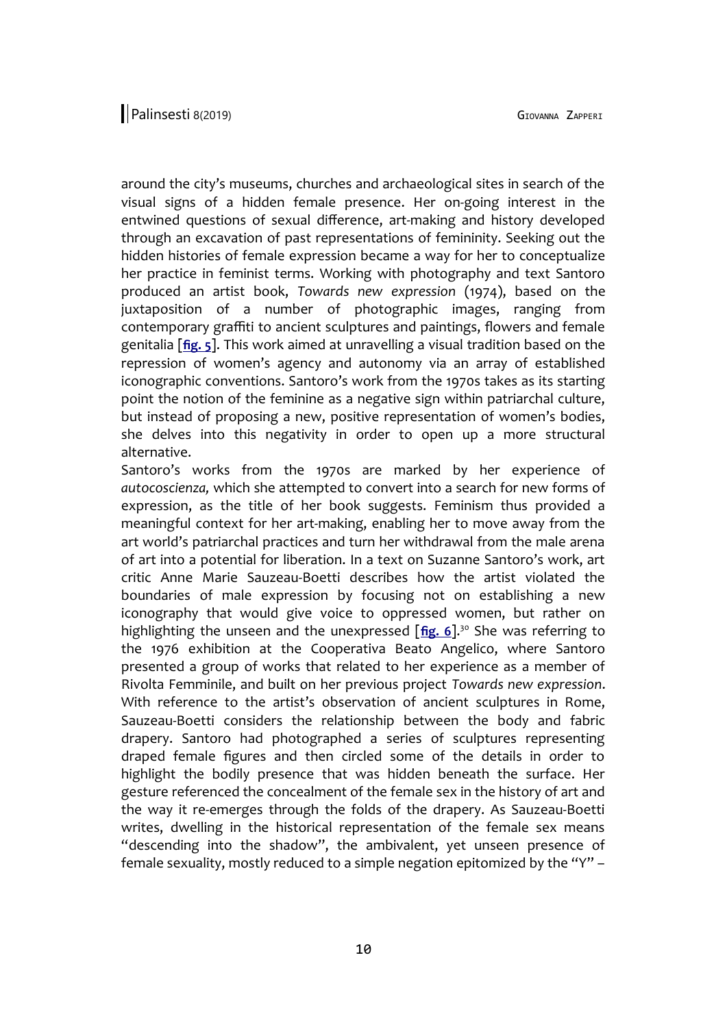around the city's museums, churches and archaeological sites in search of the visual signs of a hidden female presence. Her on-going interest in the entwined questions of sexual difference, art-making and history developed through an excavation of past representations of femininity. Seeking out the hidden histories of female expression became a way for her to conceptualize her practice in feminist terms. Working with photography and text Santoro produced an artist book, *Towards new expression* (1974), based on the juxtaposition of a number of photographic images, ranging from contemporary graffiti to ancient sculptures and paintings, flowers and female genitalia [**fig. 5**]. This work aimed at unravelling a visual tradition based on the repression of women's agency and autonomy via an array of established iconographic conventions. Santoro's work from the 1970s takes as its starting point the notion of the feminine as a negative sign within patriarchal culture, but instead of proposing a new, positive representation of women's bodies, she delves into this negativity in order to open up a more structural alternative.

Santoro's works from the 1970s are marked by her experience of *autocoscienza,* which she attempted to convert into a search for new forms of expression, as the title of her book suggests. Feminism thus provided a meaningful context for her art-making, enabling her to move away from the art world's patriarchal practices and turn her withdrawal from the male arena of art into a potential for liberation. In a text on Suzanne Santoro's work, art critic Anne Marie Sauzeau-Boetti describes how the artist violated the boundaries of male expression by focusing not on establishing a new iconography that would give voice to oppressed women, but rather on highlighting the unseen and the unexpressed [**fig. 6**].[30] She was referring to the 1976 exhibition at the Cooperativa Beato Angelico, where Santoro presented a group of works that related to her experience as a member of Rivolta Femminile, and built on her previous project *Towards new expression*. With reference to the artist's observation of ancient sculptures in Rome, Sauzeau-Boetti considers the relationship between the body and fabric drapery. Santoro had photographed a series of sculptures representing draped female figures and then circled some of the details in order to highlight the bodily presence that was hidden beneath the surface. Her gesture referenced the concealment of the female sex in the history of art and the way it re-emerges through the folds of the drapery. As Sauzeau-Boetti writes, dwelling in the historical representation of the female sex means "descending into the shadow", the ambivalent, yet unseen presence of female sexuality, mostly reduced to a simple negation epitomized by the "Y" –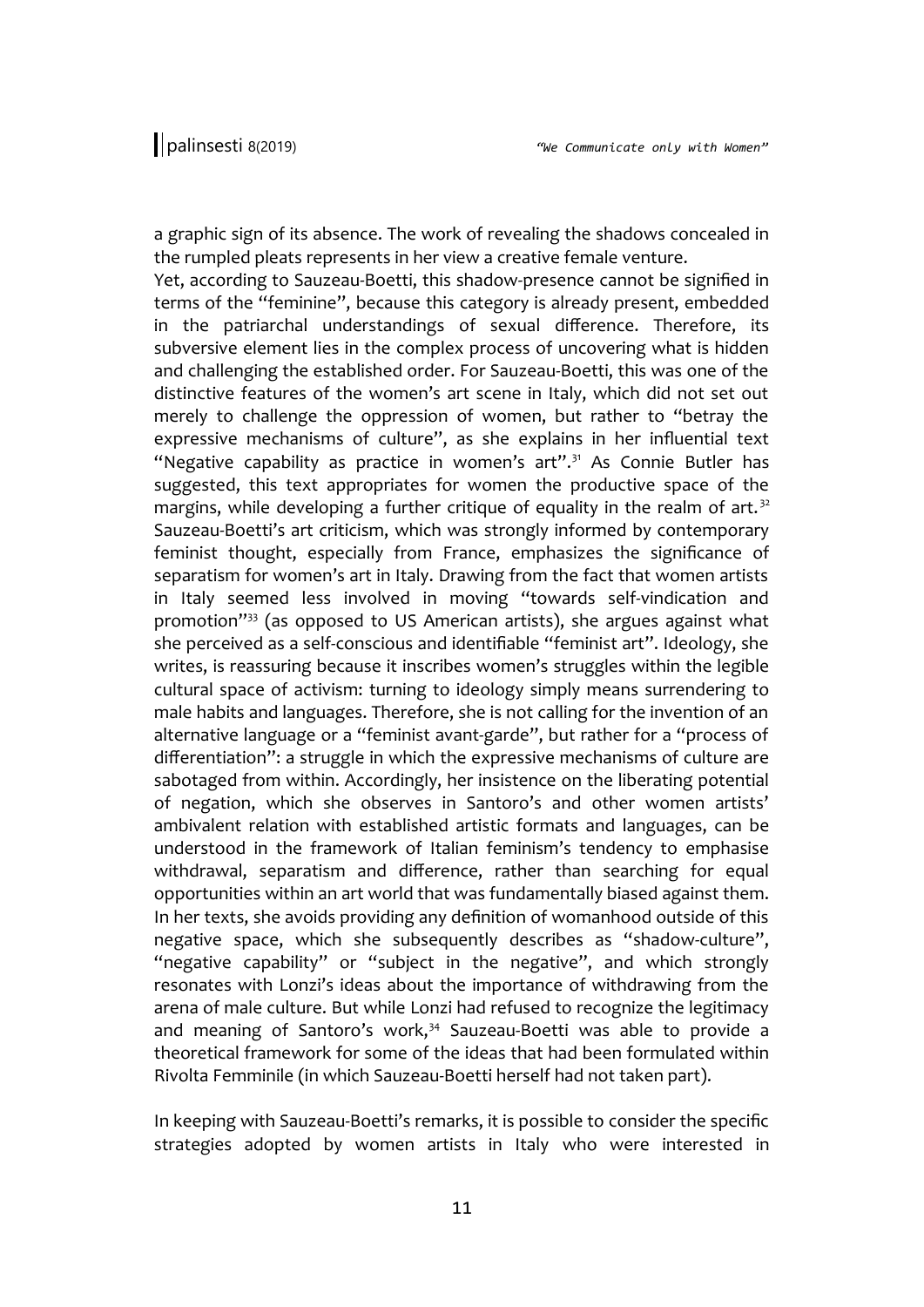a graphic sign of its absence. The work of revealing the shadows concealed in the rumpled pleats represents in her view a creative female venture.

Yet, according to Sauzeau-Boetti, this shadow-presence cannot be signified in terms of the "feminine", because this category is already present, embedded in the patriarchal understandings of sexual difference. Therefore, its subversive element lies in the complex process of uncovering what is hidden and challenging the established order. For Sauzeau-Boetti, this was one of the distinctive features of the women's art scene in Italy, which did not set out merely to challenge the oppression of women, but rather to "betray the expressive mechanisms of culture", as she explains in her influential text "Negative capability as practice in women's art".[31] As Connie Butler has suggested, this text appropriates for women the productive space of the margins, while developing a further critique of equality in the realm of art.[32] Sauzeau-Boetti's art criticism, which was strongly informed by contemporary feminist thought, especially from France, emphasizes the significance of separatism for women's art in Italy. Drawing from the fact that women artists in Italy seemed less involved in moving "towards self-vindication and promotion"[33] (as opposed to US American artists), she argues against what she perceived as a self-conscious and identifiable "feminist art". Ideology, she writes, is reassuring because it inscribes women's struggles within the legible cultural space of activism: turning to ideology simply means surrendering to male habits and languages. Therefore, she is not calling for the invention of an alternative language or a "feminist avant-garde", but rather for a "process of differentiation": a struggle in which the expressive mechanisms of culture are sabotaged from within. Accordingly, her insistence on the liberating potential of negation, which she observes in Santoro's and other women artists' ambivalent relation with established artistic formats and languages, can be understood in the framework of Italian feminism's tendency to emphasise withdrawal, separatism and difference, rather than searching for equal opportunities within an art world that was fundamentally biased against them. In her texts, she avoids providing any definition of womanhood outside of this negative space, which she subsequently describes as "shadow-culture", "negative capability" or "subject in the negative", and which strongly resonates with Lonzi's ideas about the importance of withdrawing from the arena of male culture. But while Lonzi had refused to recognize the legitimacy and meaning of Santoro's work,[34] Sauzeau-Boetti was able to provide a theoretical framework for some of the ideas that had been formulated within Rivolta Femminile (in which Sauzeau-Boetti herself had not taken part).

In keeping with Sauzeau-Boetti's remarks, it is possible to consider the specific strategies adopted by women artists in Italy who were interested in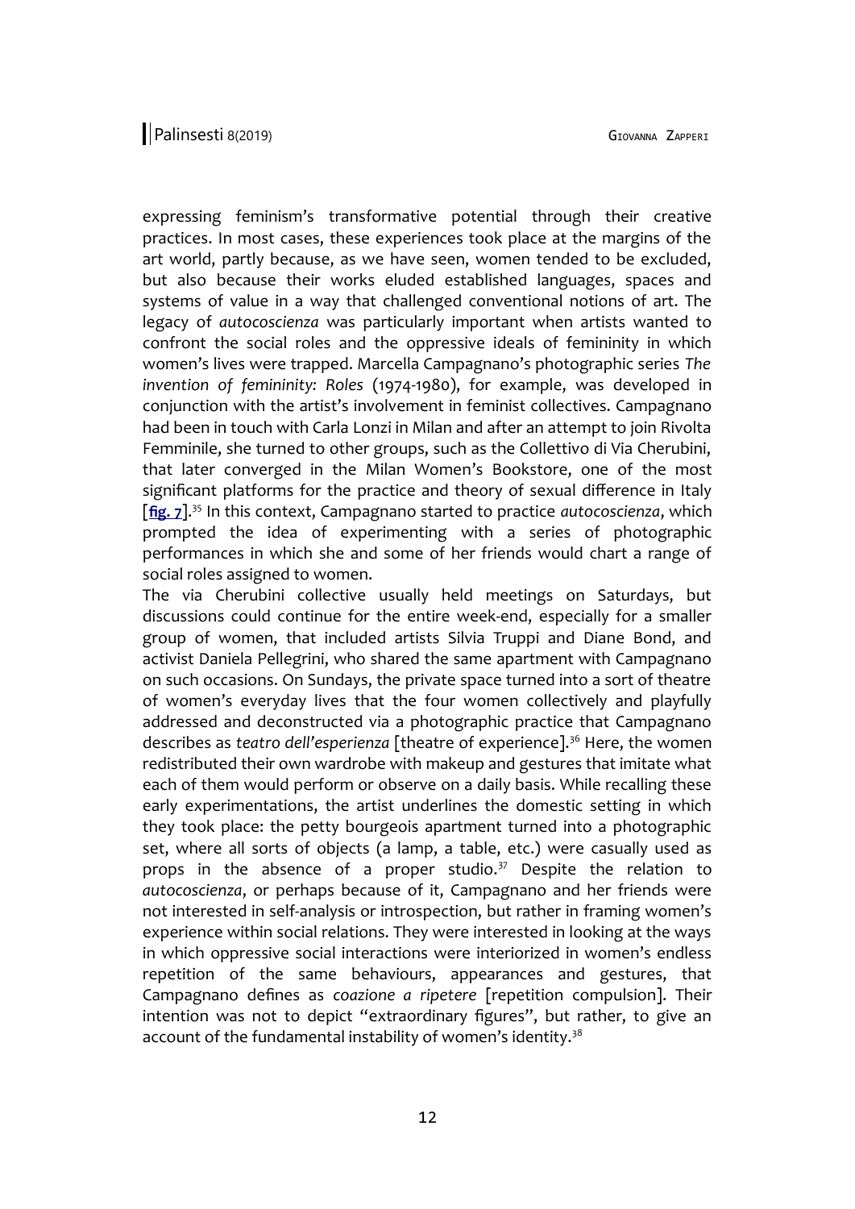expressing feminism's transformative potential through their creative practices. In most cases, these experiences took place at the margins of the art world, partly because, as we have seen, women tended to be excluded, but also because their works eluded established languages, spaces and systems of value in a way that challenged conventional notions of art. The legacy of *autocoscienza* was particularly important when artists wanted to confront the social roles and the oppressive ideals of femininity in which women's lives were trapped. Marcella Campagnano's photographic series *The invention of femininity: Roles* (1974-1980), for example, was developed in conjunction with the artist's involvement in feminist collectives. Campagnano had been in touch with Carla Lonzi in Milan and after an attempt to join Rivolta Femminile, she turned to other groups, such as the Collettivo di Via Cherubini, that later converged in the Milan Women's Bookstore, one of the most significant platforms for the practice and theory of sexual difference in Italy [**fig. 7**].[35] In this context, Campagnano started to practice *autocoscienza*, which prompted the idea of experimenting with a series of photographic performances in which she and some of her friends would chart a range of social roles assigned to women.

The via Cherubini collective usually held meetings on Saturdays, but discussions could continue for the entire week-end, especially for a smaller group of women, that included artists Silvia Truppi and Diane Bond, and activist Daniela Pellegrini, who shared the same apartment with Campagnano on such occasions. On Sundays, the private space turned into a sort of theatre of women's everyday lives that the four women collectively and playfully addressed and deconstructed via a photographic practice that Campagnano describes as *teatro dell'esperienza* [theatre of experience].[36] Here, the women redistributed their own wardrobe with makeup and gestures that imitate what each of them would perform or observe on a daily basis. While recalling these early experimentations, the artist underlines the domestic setting in which they took place: the petty bourgeois apartment turned into a photographic set, where all sorts of objects (a lamp, a table, etc.) were casually used as props in the absence of a proper studio.[37] Despite the relation to *autocoscienza*, or perhaps because of it, Campagnano and her friends were not interested in self-analysis or introspection, but rather in framing women's experience within social relations. They were interested in looking at the ways in which oppressive social interactions were interiorized in women's endless repetition of the same behaviours, appearances and gestures, that Campagnano defines as *coazione a ripetere* [repetition compulsion]. Their intention was not to depict "extraordinary figures", but rather, to give an account of the fundamental instability of women's identity.[38]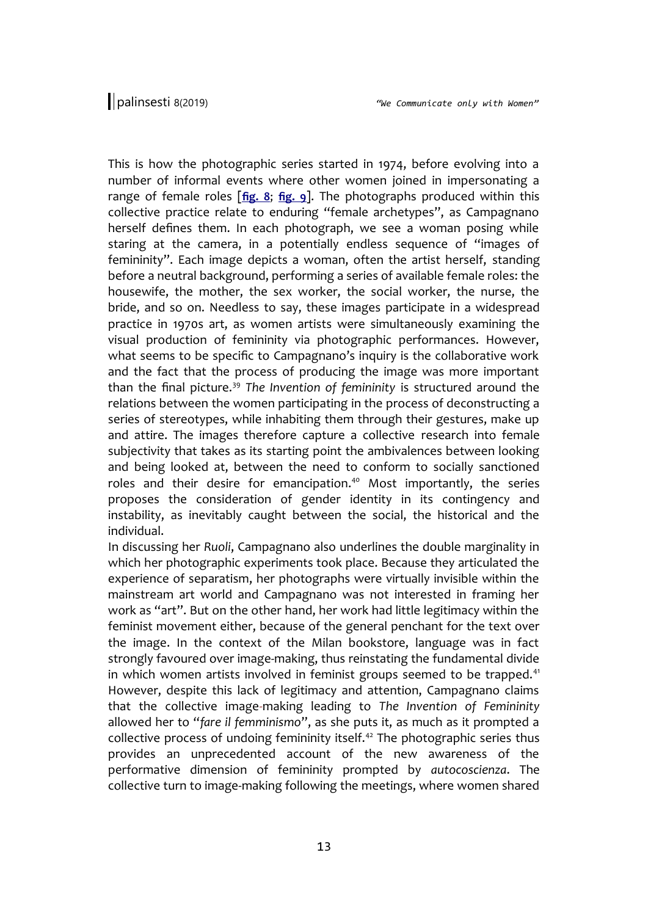This is how the photographic series started in 1974, before evolving into a number of informal events where other women joined in impersonating a range of female roles [**fig. 8**; **fig. 9**]. The photographs produced within this collective practice relate to enduring "female archetypes", as Campagnano herself defines them. In each photograph, we see a woman posing while staring at the camera, in a potentially endless sequence of "images of femininity". Each image depicts a woman, often the artist herself, standing before a neutral background, performing a series of available female roles: the housewife, the mother, the sex worker, the social worker, the nurse, the bride, and so on. Needless to say, these images participate in a widespread practice in 1970s art, as women artists were simultaneously examining the visual production of femininity via photographic performances. However, what seems to be specific to Campagnano's inquiry is the collaborative work and the fact that the process of producing the image was more important than the final picture.[39] *The Invention of femininity* is structured around the relations between the women participating in the process of deconstructing a series of stereotypes, while inhabiting them through their gestures, make up and attire. The images therefore capture a collective research into female subjectivity that takes as its starting point the ambivalences between looking and being looked at, between the need to conform to socially sanctioned roles and their desire for emancipation.[40] Most importantly, the series proposes the consideration of gender identity in its contingency and instability, as inevitably caught between the social, the historical and the individual.

In discussing her *Ruoli*, Campagnano also underlines the double marginality in which her photographic experiments took place. Because they articulated the experience of separatism, her photographs were virtually invisible within the mainstream art world and Campagnano was not interested in framing her work as "art". But on the other hand, her work had little legitimacy within the feminist movement either, because of the general penchant for the text over the image. In the context of the Milan bookstore, language was in fact strongly favoured over image-making, thus reinstating the fundamental divide in which women artists involved in feminist groups seemed to be trapped.[41] However, despite this lack of legitimacy and attention, Campagnano claims that the collective image-making leading to *The Invention of Femininity* allowed her to "*fare il femminismo*", as she puts it, as much as it prompted a collective process of undoing femininity itself.[42] The photographic series thus provides an unprecedented account of the new awareness of the performative dimension of femininity prompted by *autocoscienza*. The collective turn to image-making following the meetings, where women shared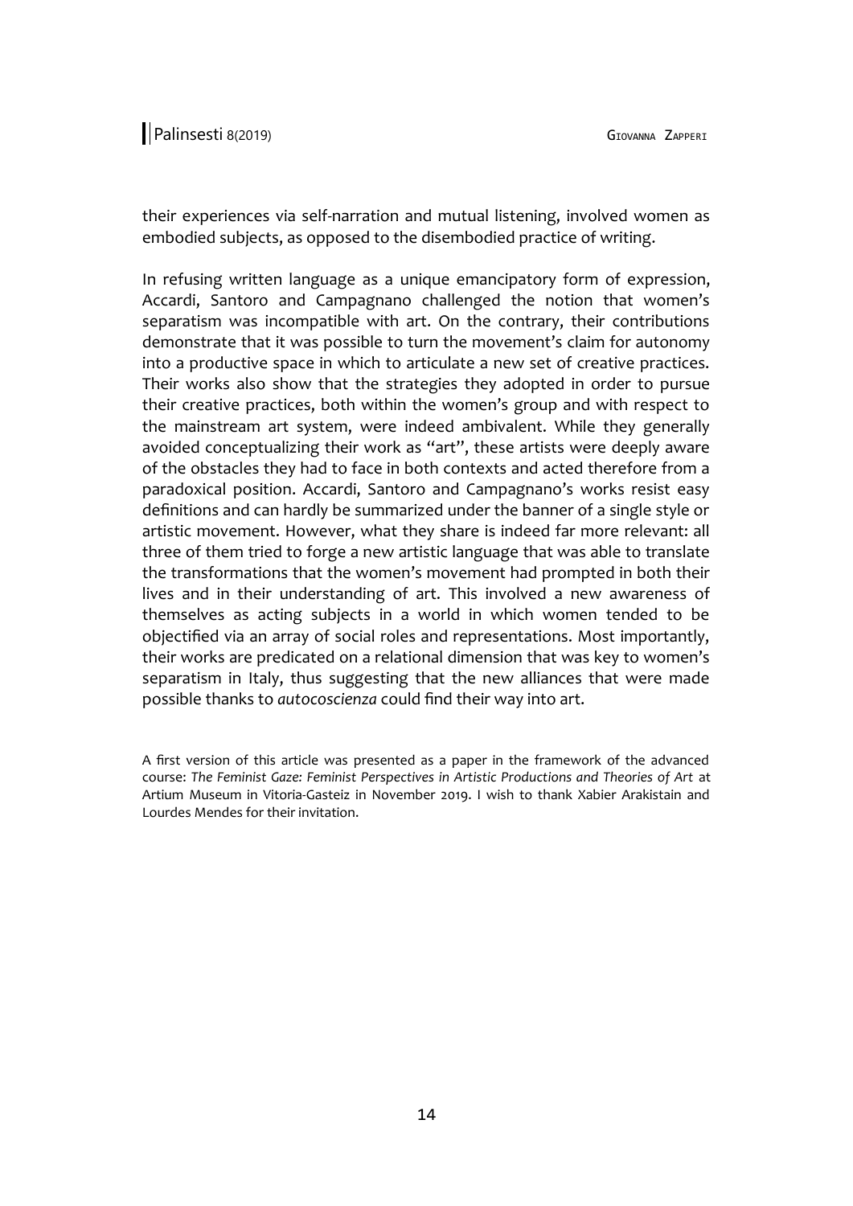their experiences via self-narration and mutual listening, involved women as embodied subjects, as opposed to the disembodied practice of writing.

In refusing written language as a unique emancipatory form of expression, Accardi, Santoro and Campagnano challenged the notion that women's separatism was incompatible with art. On the contrary, their contributions demonstrate that it was possible to turn the movement's claim for autonomy into a productive space in which to articulate a new set of creative practices. Their works also show that the strategies they adopted in order to pursue their creative practices, both within the women's group and with respect to the mainstream art system, were indeed ambivalent. While they generally avoided conceptualizing their work as "art", these artists were deeply aware of the obstacles they had to face in both contexts and acted therefore from a paradoxical position. Accardi, Santoro and Campagnano's works resist easy definitions and can hardly be summarized under the banner of a single style or artistic movement. However, what they share is indeed far more relevant: all three of them tried to forge a new artistic language that was able to translate the transformations that the women's movement had prompted in both their lives and in their understanding of art. This involved a new awareness of themselves as acting subjects in a world in which women tended to be objectified via an array of social roles and representations. Most importantly, their works are predicated on a relational dimension that was key to women's separatism in Italy, thus suggesting that the new alliances that were made possible thanks to *autocoscienza* could find their way into art.

A first version of this article was presented as a paper in the framework of the advanced course: *The Feminist Gaze: Feminist Perspectives in Artistic Productions and Theories of Art* at Artium Museum in Vitoria-Gasteiz in November 2019. I wish to thank Xabier Arakistain and Lourdes Mendes for their invitation.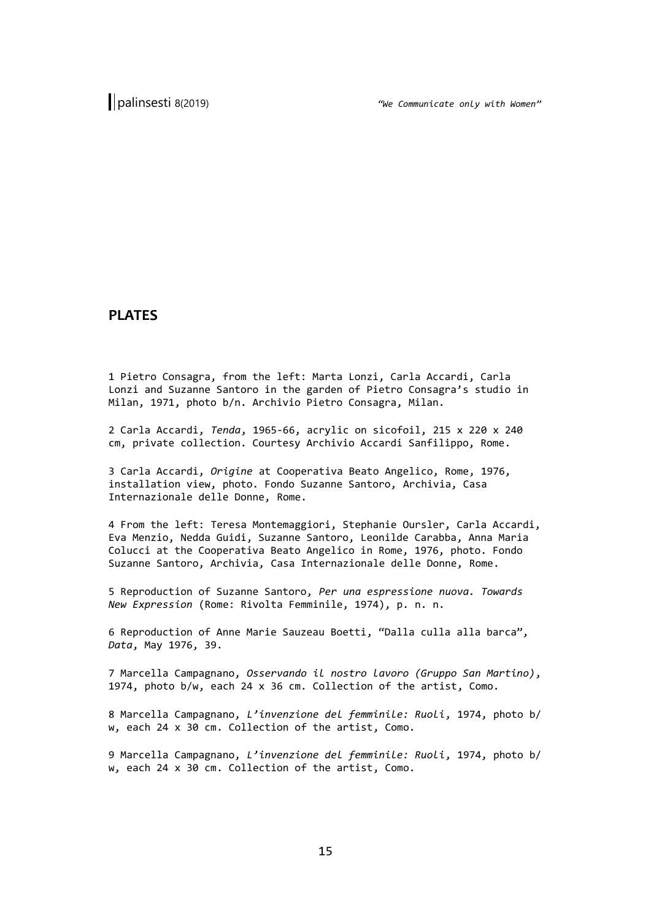## PLATES

1 Pietro Consagra, from the left: Marta Lonzi, Carla Accardi, Carla Lonzi and Suzanne Santoro in the garden of Pietro Consagra's studio in Milan, 1971, photo b/n. Archivio Pietro Consagra, Milan.

2 Carla Accardi, *Tenda*, 1965-66, acrylic on sicofoil, 215 x 220 x 240 cm, private collection. Courtesy Archivio Accardi Sanfilippo, Rome.

3 Carla Accardi, *Origine* at Cooperativa Beato Angelico, Rome, 1976, installation view, photo. Fondo Suzanne Santoro, Archivia, Casa Internazionale delle Donne, Rome.

4 From the left: Teresa Montemaggiori, Stephanie Oursler, Carla Accardi, Eva Menzio, Nedda Guidi, Suzanne Santoro, Leonilde Carabba, Anna Maria Colucci at the Cooperativa Beato Angelico in Rome, 1976, photo. Fondo Suzanne Santoro, Archivia, Casa Internazionale delle Donne, Rome.

5 Reproduction of Suzanne Santoro, *Per una espressione nuova. Towards New Expression* (Rome: Rivolta Femminile, 1974), p. n. n.

6 Reproduction of Anne Marie Sauzeau Boetti, "Dalla culla alla barca", *Data*, May 1976, 39.

7 Marcella Campagnano, *Osservando il nostro lavoro (Gruppo San Martino)*, 1974, photo b/w, each 24 x 36 cm. Collection of the artist, Como.

8 Marcella Campagnano, *L'invenzione del femminile: Ruoli*, 1974, photo b/w, each 24 x 30 cm. Collection of the artist, Como.

9 Marcella Campagnano, *L'invenzione del femminile: Ruoli*, 1974, photo b/w, each 24 x 30 cm. Collection of the artist, Como.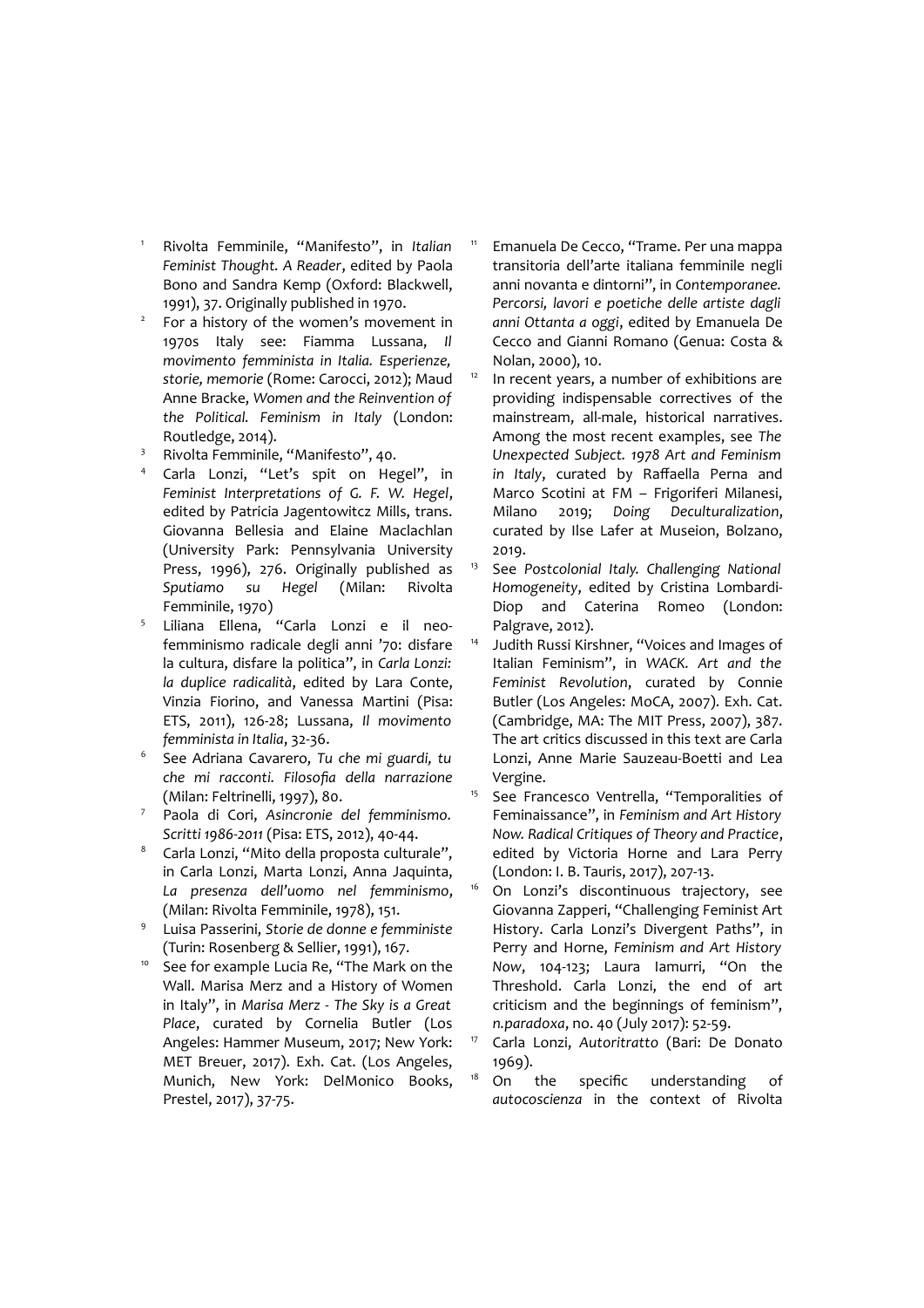1. Rivolta Femminile, "Manifesto", in *Italian Feminist Thought. A Reader*, edited by Paola Bono and Sandra Kemp (Oxford: Blackwell, 1991), 37. Originally published in 1970.
2. For a history of the women's movement in 1970s Italy see: Fiamma Lussana, *Il movimento femminista in Italia. Esperienze, storie, memorie* (Rome: Carocci, 2012); Maud Anne Bracke, *Women and the Reinvention of the Political. Feminism in Italy* (London: Routledge, 2014).
3. Rivolta Femminile, "Manifesto", 40.
4. Carla Lonzi, "Let's spit on Hegel", in *Feminist Interpretations of G. F. W. Hegel*, edited by Patricia Jagentowitcz Mills, trans. Giovanna Bellesia and Elaine Maclachlan (University Park: Pennsylvania University Press, 1996), 276. Originally published as *Sputiamo su Hegel* (Milan: Rivolta Femminile, 1970)
5. Liliana Ellena, "Carla Lonzi e il neo-femminismo radicale degli anni '70: disfare la cultura, disfare la politica", in *Carla Lonzi: la duplice radicalità*, edited by Lara Conte, Vinzia Fiorino, and Vanessa Martini (Pisa: ETS, 2011), 126-28; Lussana, *Il movimento femminista in Italia*, 32-36.
6. See Adriana Cavarero, *Tu che mi guardi, tu che mi racconti. Filosofia della narrazione* (Milan: Feltrinelli, 1997), 80.
7. Paola di Cori, *Asincronie del femminismo. Scritti 1986-2011* (Pisa: ETS, 2012), 40-44.
8. Carla Lonzi, "Mito della proposta culturale", in Carla Lonzi, Marta Lonzi, Anna Jaquinta, *La presenza dell'uomo nel femminismo*, (Milan: Rivolta Femminile, 1978), 151.
9. Luisa Passerini, *Storie de donne e femministe* (Turin: Rosenberg & Sellier, 1991), 167.
10. See for example Lucia Re, "The Mark on the Wall. Marisa Merz and a History of Women in Italy", in *Marisa Merz - The Sky is a Great Place*, curated by Cornelia Butler (Los Angeles: Hammer Museum, 2017; New York: MET Breuer, 2017). Exh. Cat. (Los Angeles, Munich, New York: DelMonico Books, Prestel, 2017), 37-75.
11. Emanuela De Cecco, "Trame. Per una mappa transitoria dell'arte italiana femminile negli anni novanta e dintorni", in *Contemporanee. Percorsi, lavori e poetiche delle artiste dagli anni Ottanta a oggi*, edited by Emanuela De Cecco and Gianni Romano (Genua: Costa & Nolan, 2000), 10.
12. In recent years, a number of exhibitions are providing indispensable correctives of the mainstream, all-male, historical narratives. Among the most recent examples, see *The Unexpected Subject. 1978 Art and Feminism in Italy*, curated by Raffaella Perna and Marco Scotini at FM – Frigoriferi Milanesi, Milano 2019; *Doing Deculturalization*, curated by Ilse Lafer at Museion, Bolzano, 2019.
13. See *Postcolonial Italy. Challenging National Homogeneity*, edited by Cristina Lombardi-Diop and Caterina Romeo (London: Palgrave, 2012).
14. Judith Russi Kirshner, "Voices and Images of Italian Feminism", in *WACK. Art and the Feminist Revolution*, curated by Connie Butler (Los Angeles: MoCA, 2007). Exh. Cat. (Cambridge, MA: The MIT Press, 2007), 387. The art critics discussed in this text are Carla Lonzi, Anne Marie Sauzeau-Boetti and Lea Vergine.
15. See Francesco Ventrella, "Temporalities of Feminaissance", in *Feminism and Art History Now. Radical Critiques of Theory and Practice*, edited by Victoria Horne and Lara Perry (London: I. B. Tauris, 2017), 207-13.
16. On Lonzi's discontinuous trajectory, see Giovanna Zapperi, "Challenging Feminist Art History. Carla Lonzi's Divergent Paths", in Perry and Horne, *Feminism and Art History Now*, 104-123; Laura Iamurri, "On the Threshold. Carla Lonzi, the end of art criticism and the beginnings of feminism", *n.paradoxa*, no. 40 (July 2017): 52-59.
17. Carla Lonzi, *Autoritratto* (Bari: De Donato 1969).
18. On the specific understanding of *autocoscienza* in the context of Rivolta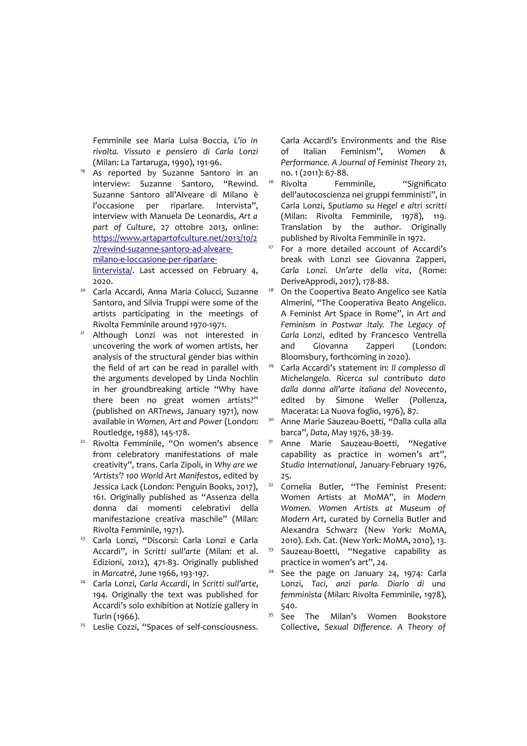Femminile see Maria Luisa Boccia, *L'io in rivolta. Vissuto e pensiero di Carla Lonzi* (Milan: La Tartaruga, 1990), 191-96.

[19] As reported by Suzanne Santoro in an interview: Suzanne Santoro, "Rewind. Suzanne Santoro all'Alveare di Milano è l'occasione per riparlare. Intervista", interview with Manuela De Leonardis, *Art a part of Culture*, 27 ottobre 2013, online: https://www.artapartofculture.net/2013/10/27/rewind-suzanne-santoro-ad-alveare-milano-e-loccasione-per-riparlare-lintervista/. Last accessed on February 4, 2020.

[20] Carla Accardi, Anna Maria Colucci, Suzanne Santoro, and Silvia Truppi were some of the artists participating in the meetings of Rivolta Femminile around 1970-1971.

[21] Although Lonzi was not interested in uncovering the work of women artists, her analysis of the structural gender bias within the field of art can be read in parallel with the arguments developed by Linda Nochlin in her groundbreaking article "Why have there been no great women artists?" (published on *ARTnews*, January 1971), now available in *Women, Art and Power* (London: Routledge, 1988), 145-178.

[22] Rivolta Femminile, "On women's absence from celebratory manifestations of male creativity", trans. Carla Zipoli, in *Why are we 'Artists'? 100 World Art Manifestos*, edited by Jessica Lack (London: Penguin Books, 2017), 161. Originally published as "Assenza della donna dai momenti celebrativi della manifestazione creativa maschile" (Milan: Rivolta Femminile, 1971).

[23] Carla Lonzi, "Discorsi: Carla Lonzi e Carla Accardi", in *Scritti sull'arte* (Milan: et al. Edizioni, 2012), 471-83. Originally published in *Marcatré*, June 1966, 193-197.

[24] Carla Lonzi, *Carla Accardi*, in *Scritti sull'arte*, 194. Originally the text was published for Accardi's solo exhibition at Notizie gallery in Turin (1966).

[25] Leslie Cozzi, "Spaces of self-consciousness. Carla Accardi's Environments and the Rise of Italian Feminism", *Women & Performance. A Journal of Feminist Theory* 21, no. 1 (2011): 67-88.

[26] Rivolta Femminile, "Significato dell'autocoscienza nei gruppi femministi", in Carla Lonzi, *Sputiamo su Hegel e altri scritti* (Milan: Rivolta Femminile, 1978), 119. Translation by the author. Originally published by Rivolta Femminile in 1972.

[27] For a more detailed account of Accardi's break with Lonzi see Giovanna Zapperi, *Carla Lonzi. Un'arte della vita*, (Rome: DeriveApprodi, 2017), 178-88.

[28] On the Coopertiva Beato Angelico see Katia Almerini, "The Cooperativa Beato Angelico. A Feminist Art Space in Rome", in *Art and Feminism in Postwar Italy. The Legacy of Carla Lonzi*, edited by Francesco Ventrella and Giovanna Zapperi (London: Bloomsbury, forthcoming in 2020).

[29] Carla Accardi's statement in: *Il complesso di Michelangelo. Ricerca sul contributo dato dalla donna all'arte italiana del Novecento*, edited by Simone Weller (Pollenza, Macerata: La Nuova foglio, 1976), 87.

[30] Anne Marie Sauzeau-Boetti, "Dalla culla alla barca", *Data*, May 1976, 38-39.

[31] Anne Marie Sauzeau-Boetti, "Negative capability as practice in women's art", *Studio International*, January-February 1976, 25.

[32] Cornelia Butler, "The Feminist Present: Women Artists at MoMA", in *Modern Women. Women Artists at Museum of Modern Art*, curated by Cornelia Butler and Alexandra Schwarz (New York: MoMA, 2010). Exh. Cat. (New York: MoMA, 2010), 13.

[33] Sauzeau-Boetti, "Negative capability as practice in women's art", 24.

[34] See the page on January 24, 1974: Carla Lonzi, *Taci, anzi parla. Diario di una femminista* (Milan: Rivolta Femminile, 1978), 540.

[35] See The Milan's Women Bookstore Collective, *Sexual Difference. A Theory of*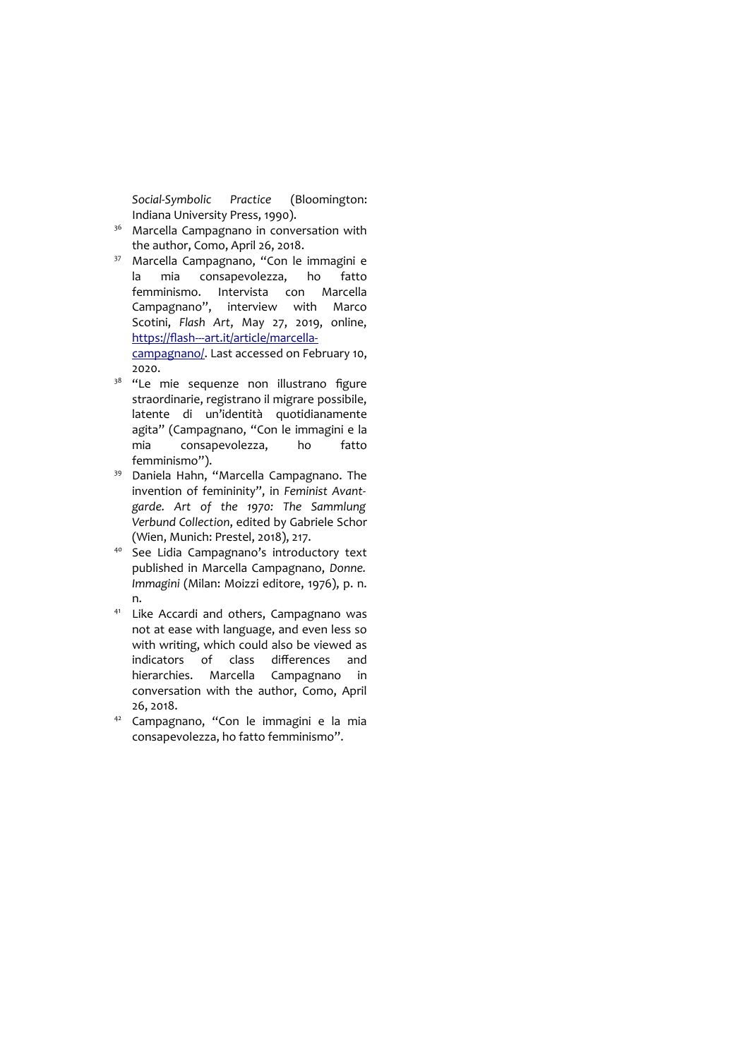*Social-Symbolic Practice* (Bloomington: Indiana University Press, 1990).

[36] Marcella Campagnano in conversation with the author, Como, April 26, 2018.

[37] Marcella Campagnano, "Con le immagini e la mia consapevolezza, ho fatto femminismo. Intervista con Marcella Campagnano", interview with Marco Scotini, *Flash Art*, May 27, 2019, online, https://flash---art.it/article/marcella-campagnano/. Last accessed on February 10, 2020.

[38] "Le mie sequenze non illustrano figure straordinarie, registrano il migrare possibile, latente di un'identità quotidianamente agita" (Campagnano, "Con le immagini e la mia consapevolezza, ho fatto femminismo").

[39] Daniela Hahn, "Marcella Campagnano. The invention of femininity", in *Feminist Avant-garde. Art of the 1970: The Sammlung Verbund Collection*, edited by Gabriele Schor (Wien, Munich: Prestel, 2018), 217.

[40] See Lidia Campagnano's introductory text published in Marcella Campagnano, *Donne. Immagini* (Milan: Moizzi editore, 1976), p. n. n.

[41] Like Accardi and others, Campagnano was not at ease with language, and even less so with writing, which could also be viewed as indicators of class differences and hierarchies. Marcella Campagnano in conversation with the author, Como, April 26, 2018.

[42] Campagnano, "Con le immagini e la mia consapevolezza, ho fatto femminismo".